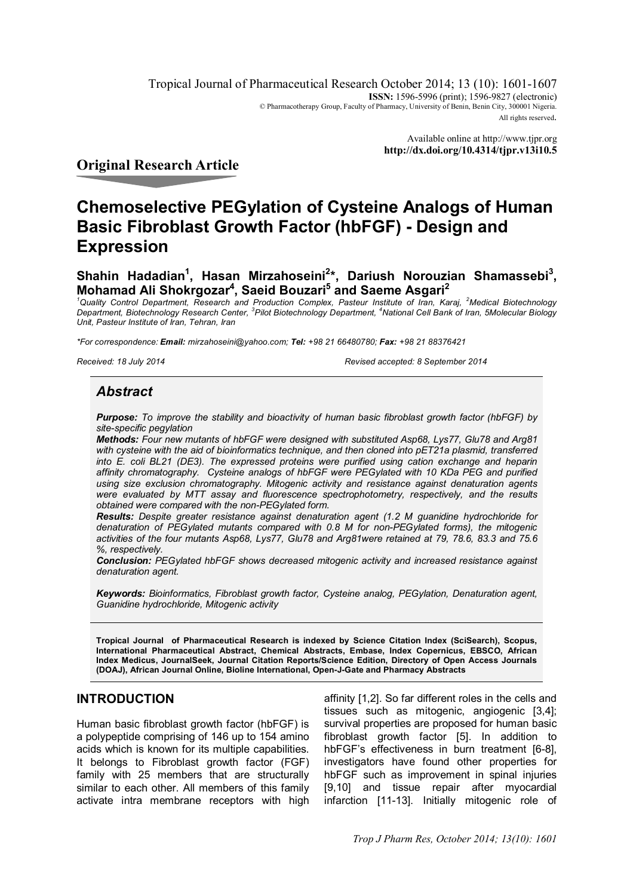Tropical Journal of Pharmaceutical Research October 2014; 13 (10): 1601-1607
**ISSN:** 1596-5996 (print); 1596-9827 (electronic)
© Pharmacotherapy Group, Faculty of Pharmacy, University of Benin, Benin City, 300001 Nigeria.
All rights reserved.

Available online at http://www.tjpr.org
**http://dx.doi.org/10.4314/tjpr.v13i10.5**

## Original Research Article

# Chemoselective PEGylation of Cysteine Analogs of Human Basic Fibroblast Growth Factor (hbFGF) - Design and Expression

**Shahin Hadadian[1], Hasan Mirzahoseini[2]*, Dariush Norouzian Shamassebi[3], Mohamad Ali Shokrgozar[4], Saeid Bouzari[5] and Saeme Asgari[2]**

*[1]Quality Control Department, Research and Production Complex, Pasteur Institute of Iran, Karaj, [2]Medical Biotechnology Department, Biotechnology Research Center, [3]Pilot Biotechnology Department, [4]National Cell Bank of Iran, 5Molecular Biology Unit, Pasteur Institute of Iran, Tehran, Iran*

*\*For correspondence: **Email:** mirzahoseini@yahoo.com; **Tel:** +98 21 66480780; **Fax:** +98 21 88376421*

*Received: 18 July 2014* *Revised accepted: 8 September 2014*

## Abstract

***Purpose:*** *To improve the stability and bioactivity of human basic fibroblast growth factor (hbFGF) by site-specific pegylation*

***Methods:*** *Four new mutants of hbFGF were designed with substituted Asp68, Lys77, Glu78 and Arg81 with cysteine with the aid of bioinformatics technique, and then cloned into pET21a plasmid, transferred into E. coli BL21 (DE3). The expressed proteins were purified using cation exchange and heparin affinity chromatography. Cysteine analogs of hbFGF were PEGylated with 10 KDa PEG and purified using size exclusion chromatography. Mitogenic activity and resistance against denaturation agents were evaluated by MTT assay and fluorescence spectrophotometry, respectively, and the results obtained were compared with the non-PEGylated form.*

***Results:*** *Despite greater resistance against denaturation agent (1.2 M guanidine hydrochloride for denaturation of PEGylated mutants compared with 0.8 M for non-PEGylated forms), the mitogenic activities of the four mutants Asp68, Lys77, Glu78 and Arg81were retained at 79, 78.6, 83.3 and 75.6 %, respectively.*

***Conclusion:*** *PEGylated hbFGF shows decreased mitogenic activity and increased resistance against denaturation agent.*

***Keywords:*** *Bioinformatics, Fibroblast growth factor, Cysteine analog, PEGylation, Denaturation agent, Guanidine hydrochloride, Mitogenic activity*

**Tropical Journal of Pharmaceutical Research is indexed by Science Citation Index (SciSearch), Scopus, International Pharmaceutical Abstract, Chemical Abstracts, Embase, Index Copernicus, EBSCO, African Index Medicus, JournalSeek, Journal Citation Reports/Science Edition, Directory of Open Access Journals (DOAJ), African Journal Online, Bioline International, Open-J-Gate and Pharmacy Abstracts**

## INTRODUCTION

Human basic fibroblast growth factor (hbFGF) is a polypeptide comprising of 146 up to 154 amino acids which is known for its multiple capabilities. It belongs to Fibroblast growth factor (FGF) family with 25 members that are structurally similar to each other. All members of this family activate intra membrane receptors with high affinity [1,2]. So far different roles in the cells and tissues such as mitogenic, angiogenic [3,4]; survival properties are proposed for human basic fibroblast growth factor [5]. In addition to hbFGF's effectiveness in burn treatment [6-8], investigators have found other properties for hbFGF such as improvement in spinal injuries [9,10] and tissue repair after myocardial infarction [11-13]. Initially mitogenic role of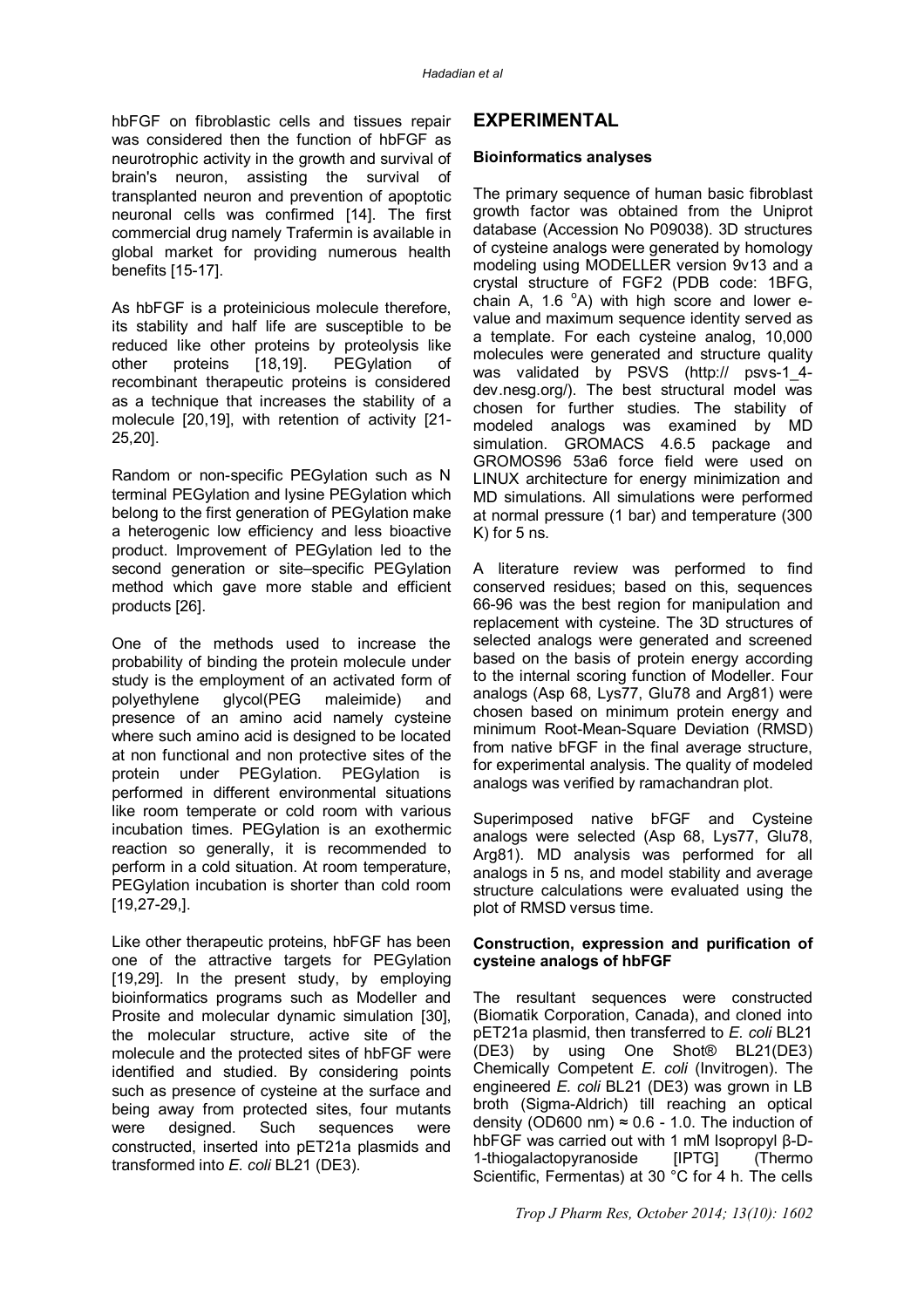hbFGF on fibroblastic cells and tissues repair was considered then the function of hbFGF as neurotrophic activity in the growth and survival of brain's neuron, assisting the survival of transplanted neuron and prevention of apoptotic neuronal cells was confirmed [14]. The first commercial drug namely Trafermin is available in global market for providing numerous health benefits [15-17].

As hbFGF is a proteinicious molecule therefore, its stability and half life are susceptible to be reduced like other proteins by proteolysis like other proteins [18,19]. PEGylation of recombinant therapeutic proteins is considered as a technique that increases the stability of a molecule [20,19], with retention of activity [21-25,20].

Random or non-specific PEGylation such as N terminal PEGylation and lysine PEGylation which belong to the first generation of PEGylation make a heterogenic low efficiency and less bioactive product. Improvement of PEGylation led to the second generation or site–specific PEGylation method which gave more stable and efficient products [26].

One of the methods used to increase the probability of binding the protein molecule under study is the employment of an activated form of polyethylene glycol(PEG maleimide) and presence of an amino acid namely cysteine where such amino acid is designed to be located at non functional and non protective sites of the protein under PEGylation. PEGylation is performed in different environmental situations like room temperate or cold room with various incubation times. PEGylation is an exothermic reaction so generally, it is recommended to perform in a cold situation. At room temperature, PEGylation incubation is shorter than cold room [19,27-29,].

Like other therapeutic proteins, hbFGF has been one of the attractive targets for PEGylation [19,29]. In the present study, by employing bioinformatics programs such as Modeller and Prosite and molecular dynamic simulation [30], the molecular structure, active site of the molecule and the protected sites of hbFGF were identified and studied. By considering points such as presence of cysteine at the surface and being away from protected sites, four mutants were designed. Such sequences were constructed, inserted into pET21a plasmids and transformed into *E. coli* BL21 (DE3).

## EXPERIMENTAL

### Bioinformatics analyses

The primary sequence of human basic fibroblast growth factor was obtained from the Uniprot database (Accession No P09038). 3D structures of cysteine analogs were generated by homology modeling using MODELLER version 9v13 and a crystal structure of FGF2 (PDB code: 1BFG, chain A, 1.6 °A) with high score and lower e-value and maximum sequence identity served as a template. For each cysteine analog, 10,000 molecules were generated and structure quality was validated by PSVS (http:// psvs-1_4-dev.nesg.org/). The best structural model was chosen for further studies. The stability of modeled analogs was examined by MD simulation. GROMACS 4.6.5 package and GROMOS96 53a6 force field were used on LINUX architecture for energy minimization and MD simulations. All simulations were performed at normal pressure (1 bar) and temperature (300 K) for 5 ns.

A literature review was performed to find conserved residues; based on this, sequences 66-96 was the best region for manipulation and replacement with cysteine. The 3D structures of selected analogs were generated and screened based on the basis of protein energy according to the internal scoring function of Modeller. Four analogs (Asp 68, Lys77, Glu78 and Arg81) were chosen based on minimum protein energy and minimum Root-Mean-Square Deviation (RMSD) from native bFGF in the final average structure, for experimental analysis. The quality of modeled analogs was verified by ramachandran plot.

Superimposed native bFGF and Cysteine analogs were selected (Asp 68, Lys77, Glu78, Arg81). MD analysis was performed for all analogs in 5 ns, and model stability and average structure calculations were evaluated using the plot of RMSD versus time.

### Construction, expression and purification of cysteine analogs of hbFGF

The resultant sequences were constructed (Biomatik Corporation, Canada), and cloned into pET21a plasmid, then transferred to *E. coli* BL21 (DE3) by using One Shot® BL21(DE3) Chemically Competent *E. coli* (Invitrogen). The engineered *E. coli* BL21 (DE3) was grown in LB broth (Sigma-Aldrich) till reaching an optical density (OD600 nm) ≈ 0.6 - 1.0. The induction of hbFGF was carried out with 1 mM Isopropyl β-D-1-thiogalactopyranoside [IPTG] (Thermo Scientific, Fermentas) at 30 °C for 4 h. The cells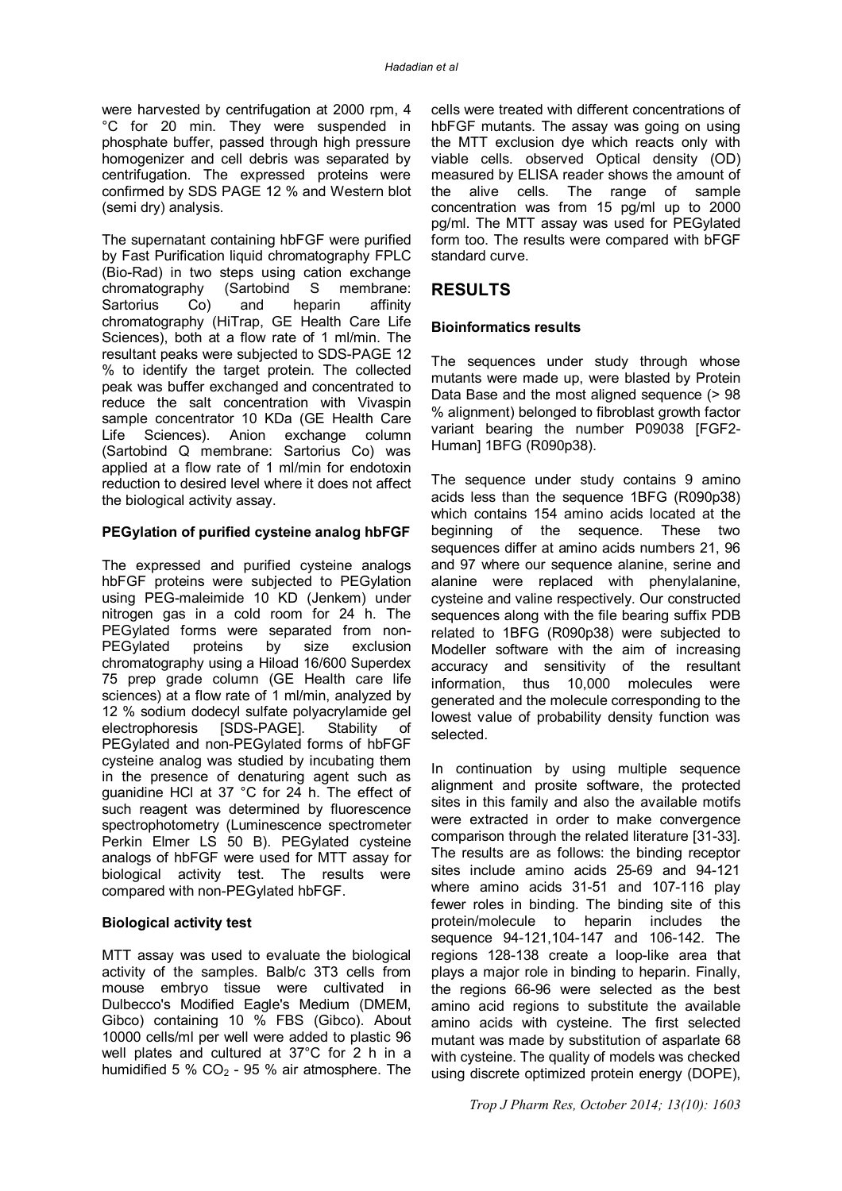were harvested by centrifugation at 2000 rpm, 4 °C for 20 min. They were suspended in phosphate buffer, passed through high pressure homogenizer and cell debris was separated by centrifugation. The expressed proteins were confirmed by SDS PAGE 12 % and Western blot (semi dry) analysis.

The supernatant containing hbFGF were purified by Fast Purification liquid chromatography FPLC (Bio-Rad) in two steps using cation exchange chromatography (Sartobind S membrane: Sartorius Co) and heparin affinity chromatography (HiTrap, GE Health Care Life Sciences), both at a flow rate of 1 ml/min. The resultant peaks were subjected to SDS-PAGE 12 % to identify the target protein. The collected peak was buffer exchanged and concentrated to reduce the salt concentration with Vivaspin sample concentrator 10 KDa (GE Health Care Life Sciences). Anion exchange column (Sartobind Q membrane: Sartorius Co) was applied at a flow rate of 1 ml/min for endotoxin reduction to desired level where it does not affect the biological activity assay.

**PEGylation of purified cysteine analog hbFGF**

The expressed and purified cysteine analogs hbFGF proteins were subjected to PEGylation using PEG-maleimide 10 KD (Jenkem) under nitrogen gas in a cold room for 24 h. The PEGylated forms were separated from non-PEGylated proteins by size exclusion chromatography using a Hiload 16/600 Superdex 75 prep grade column (GE Health care life sciences) at a flow rate of 1 ml/min, analyzed by 12 % sodium dodecyl sulfate polyacrylamide gel electrophoresis [SDS-PAGE]. Stability of PEGylated and non-PEGylated forms of hbFGF cysteine analog was studied by incubating them in the presence of denaturing agent such as guanidine HCl at 37 °C for 24 h. The effect of such reagent was determined by fluorescence spectrophotometry (Luminescence spectrometer Perkin Elmer LS 50 B). PEGylated cysteine analogs of hbFGF were used for MTT assay for biological activity test. The results were compared with non-PEGylated hbFGF.

**Biological activity test**

MTT assay was used to evaluate the biological activity of the samples. Balb/c 3T3 cells from mouse embryo tissue were cultivated in Dulbecco's Modified Eagle's Medium (DMEM, Gibco) containing 10 % FBS (Gibco). About 10000 cells/ml per well were added to plastic 96 well plates and cultured at 37°C for 2 h in a humidified 5 % $CO_2$ - 95 % air atmosphere. The cells were treated with different concentrations of hbFGF mutants. The assay was going on using the MTT exclusion dye which reacts only with viable cells. observed Optical density (OD) measured by ELISA reader shows the amount of the alive cells. The range of sample concentration was from 15 pg/ml up to 2000 pg/ml. The MTT assay was used for PEGylated form too. The results were compared with bFGF standard curve.

## RESULTS

**Bioinformatics results**

The sequences under study through whose mutants were made up, were blasted by Protein Data Base and the most aligned sequence (> 98 % alignment) belonged to fibroblast growth factor variant bearing the number P09038 [FGF2-Human] 1BFG (R090p38).

The sequence under study contains 9 amino acids less than the sequence 1BFG (R090p38) which contains 154 amino acids located at the beginning of the sequence. These two sequences differ at amino acids numbers 21, 96 and 97 where our sequence alanine, serine and alanine were replaced with phenylalanine, cysteine and valine respectively. Our constructed sequences along with the file bearing suffix PDB related to 1BFG (R090p38) were subjected to Modeller software with the aim of increasing accuracy and sensitivity of the resultant information, thus 10,000 molecules were generated and the molecule corresponding to the lowest value of probability density function was selected.

In continuation by using multiple sequence alignment and prosite software, the protected sites in this family and also the available motifs were extracted in order to make convergence comparison through the related literature [31-33]. The results are as follows: the binding receptor sites include amino acids 25-69 and 94-121 where amino acids 31-51 and 107-116 play fewer roles in binding. The binding site of this protein/molecule to heparin includes the sequence 94-121,104-147 and 106-142. The regions 128-138 create a loop-like area that plays a major role in binding to heparin. Finally, the regions 66-96 were selected as the best amino acid regions to substitute the available amino acids with cysteine. The first selected mutant was made by substitution of asparlate 68 with cysteine. The quality of models was checked using discrete optimized protein energy (DOPE),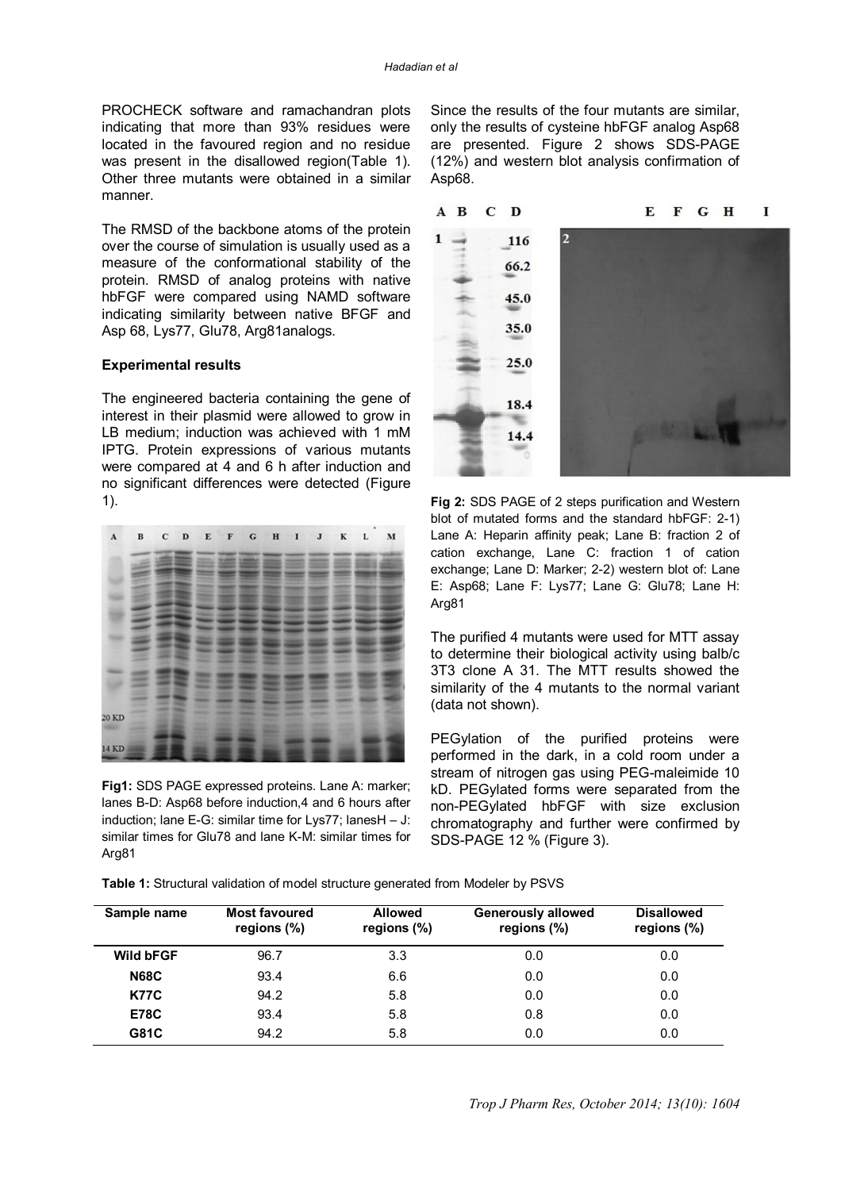PROCHECK software and ramachandran plots indicating that more than 93% residues were located in the favoured region and no residue was present in the disallowed region(Table 1). Other three mutants were obtained in a similar manner.

The RMSD of the backbone atoms of the protein over the course of simulation is usually used as a measure of the conformational stability of the protein. RMSD of analog proteins with native hbFGF were compared using NAMD software indicating similarity between native BFGF and Asp 68, Lys77, Glu78, Arg81analogs.

**Experimental results**

The engineered bacteria containing the gene of interest in their plasmid were allowed to grow in LB medium; induction was achieved with 1 mM IPTG. Protein expressions of various mutants were compared at 4 and 6 h after induction and no significant differences were detected (Figure 1).

**Fig1:** SDS PAGE expressed proteins. Lane A: marker; lanes B-D: Asp68 before induction,4 and 6 hours after induction; lane E-G: similar time for Lys77; lanesH – J: similar times for Glu78 and lane K-M: similar times for Arg81

Since the results of the four mutants are similar, only the results of cysteine hbFGF analog Asp68 are presented. Figure 2 shows SDS-PAGE (12%) and western blot analysis confirmation of Asp68.

**Fig 2:** SDS PAGE of 2 steps purification and Western blot of mutated forms and the standard hbFGF: 2-1) Lane A: Heparin affinity peak; Lane B: fraction 2 of cation exchange, Lane C: fraction 1 of cation exchange; Lane D: Marker; 2-2) western blot of: Lane E: Asp68; Lane F: Lys77; Lane G: Glu78; Lane H: Arg81

The purified 4 mutants were used for MTT assay to determine their biological activity using balb/c 3T3 clone A 31. The MTT results showed the similarity of the 4 mutants to the normal variant (data not shown).

PEGylation of the purified proteins were performed in the dark, in a cold room under a stream of nitrogen gas using PEG-maleimide 10 kD. PEGylated forms were separated from the non-PEGylated hbFGF with size exclusion chromatography and further were confirmed by SDS-PAGE 12 % (Figure 3).

**Table 1:** Structural validation of model structure generated from Modeler by PSVS

| Sample name | Most favoured regions (%) | Allowed regions (%) | Generously allowed regions (%) | Disallowed regions (%) |
|---|---|---|---|---|
| **Wild bFGF** | 96.7 | 3.3 | 0.0 | 0.0 |
| **N68C** | 93.4 | 6.6 | 0.0 | 0.0 |
| **K77C** | 94.2 | 5.8 | 0.0 | 0.0 |
| **E78C** | 93.4 | 5.8 | 0.8 | 0.0 |
| **G81C** | 94.2 | 5.8 | 0.0 | 0.0 |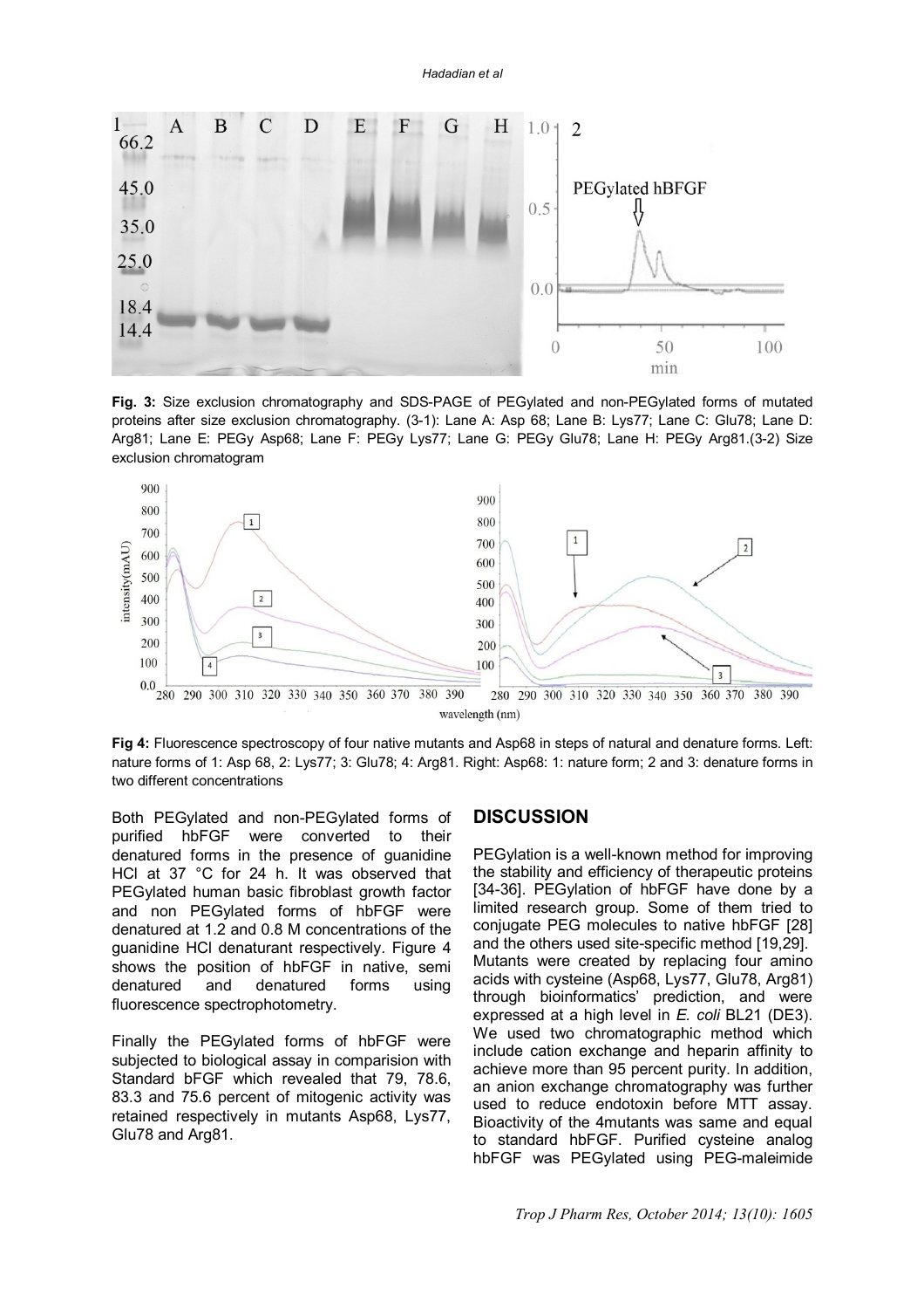**Fig. 3:** Size exclusion chromatography and SDS-PAGE of PEGylated and non-PEGylated forms of mutated proteins after size exclusion chromatography. (3-1): Lane A: Asp 68; Lane B: Lys77; Lane C: Glu78; Lane D: Arg81; Lane E: PEGy Asp68; Lane F: PEGy Lys77; Lane G: PEGy Glu78; Lane H: PEGy Arg81.(3-2) Size exclusion chromatogram

**Fig 4:** Fluorescence spectroscopy of four native mutants and Asp68 in steps of natural and denature forms. Left: nature forms of 1: Asp 68, 2: Lys77; 3: Glu78; 4: Arg81. Right: Asp68: 1: nature form; 2 and 3: denature forms in two different concentrations

Both PEGylated and non-PEGylated forms of purified hbFGF were converted to their denatured forms in the presence of guanidine HCl at 37 °C for 24 h. It was observed that PEGylated human basic fibroblast growth factor and non PEGylated forms of hbFGF were denatured at 1.2 and 0.8 M concentrations of the guanidine HCl denaturant respectively. Figure 4 shows the position of hbFGF in native, semi denatured and denatured forms using fluorescence spectrophotometry.

Finally the PEGylated forms of hbFGF were subjected to biological assay in comparision with Standard bFGF which revealed that 79, 78.6, 83.3 and 75.6 percent of mitogenic activity was retained respectively in mutants Asp68, Lys77, Glu78 and Arg81.

## DISCUSSION

PEGylation is a well-known method for improving the stability and efficiency of therapeutic proteins [34-36]. PEGylation of hbFGF have done by a limited research group. Some of them tried to conjugate PEG molecules to native hbFGF [28] and the others used site-specific method [19,29]. Mutants were created by replacing four amino acids with cysteine (Asp68, Lys77, Glu78, Arg81) through bioinformatics' prediction, and were expressed at a high level in *E. coli* BL21 (DE3). We used two chromatographic method which include cation exchange and heparin affinity to achieve more than 95 percent purity. In addition, an anion exchange chromatography was further used to reduce endotoxin before MTT assay. Bioactivity of the 4mutants was same and equal to standard hbFGF. Purified cysteine analog hbFGF was PEGylated using PEG-maleimide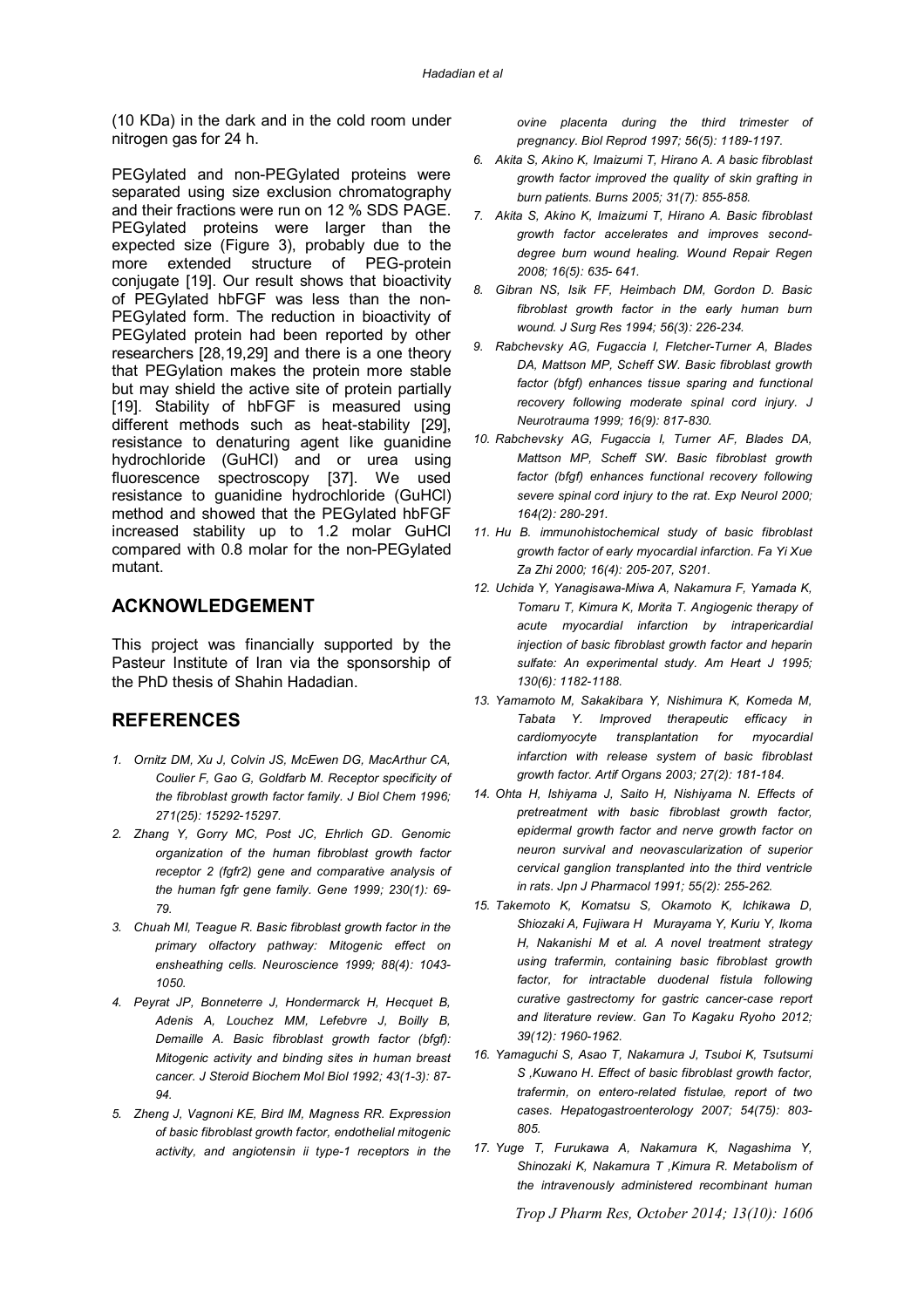(10 KDa) in the dark and in the cold room under nitrogen gas for 24 h.

PEGylated and non-PEGylated proteins were separated using size exclusion chromatography and their fractions were run on 12 % SDS PAGE. PEGylated proteins were larger than the expected size (Figure 3), probably due to the more extended structure of PEG-protein conjugate [19]. Our result shows that bioactivity of PEGylated hbFGF was less than the non-PEGylated form. The reduction in bioactivity of PEGylated protein had been reported by other researchers [28,19,29] and there is a one theory that PEGylation makes the protein more stable but may shield the active site of protein partially [19]. Stability of hbFGF is measured using different methods such as heat-stability [29], resistance to denaturing agent like guanidine hydrochloride (GuHCl) and or urea using fluorescence spectroscopy [37]. We used resistance to guanidine hydrochloride (GuHCl) method and showed that the PEGylated hbFGF increased stability up to 1.2 molar GuHCl compared with 0.8 molar for the non-PEGylated mutant.

## ACKNOWLEDGEMENT

This project was financially supported by the Pasteur Institute of Iran via the sponsorship of the PhD thesis of Shahin Hadadian.

## REFERENCES

1. *Ornitz DM, Xu J, Colvin JS, McEwen DG, MacArthur CA, Coulier F, Gao G, Goldfarb M. Receptor specificity of the fibroblast growth factor family. J Biol Chem 1996; 271(25): 15292-15297.*
2. *Zhang Y, Gorry MC, Post JC, Ehrlich GD. Genomic organization of the human fibroblast growth factor receptor 2 (fgfr2) gene and comparative analysis of the human fgfr gene family. Gene 1999; 230(1): 69-79.*
3. *Chuah MI, Teague R. Basic fibroblast growth factor in the primary olfactory pathway: Mitogenic effect on ensheathing cells. Neuroscience 1999; 88(4): 1043-1050.*
4. *Peyrat JP, Bonneterre J, Hondermarck H, Hecquet B, Adenis A, Louchez MM, Lefebvre J, Boilly B, Demaille A. Basic fibroblast growth factor (bfgf): Mitogenic activity and binding sites in human breast cancer. J Steroid Biochem Mol Biol 1992; 43(1-3): 87-94.*
5. *Zheng J, Vagnoni KE, Bird IM, Magness RR. Expression of basic fibroblast growth factor, endothelial mitogenic activity, and angiotensin ii type-1 receptors in the ovine placenta during the third trimester of pregnancy. Biol Reprod 1997; 56(5): 1189-1197.*
6. *Akita S, Akino K, Imaizumi T, Hirano A. A basic fibroblast growth factor improved the quality of skin grafting in burn patients. Burns 2005; 31(7): 855-858.*
7. *Akita S, Akino K, Imaizumi T, Hirano A. Basic fibroblast growth factor accelerates and improves second-degree burn wound healing. Wound Repair Regen 2008; 16(5): 635- 641.*
8. *Gibran NS, Isik FF, Heimbach DM, Gordon D. Basic fibroblast growth factor in the early human burn wound. J Surg Res 1994; 56(3): 226-234.*
9. *Rabchevsky AG, Fugaccia I, Fletcher-Turner A, Blades DA, Mattson MP, Scheff SW. Basic fibroblast growth factor (bfgf) enhances tissue sparing and functional recovery following moderate spinal cord injury. J Neurotrauma 1999; 16(9): 817-830.*
10. *Rabchevsky AG, Fugaccia I, Turner AF, Blades DA, Mattson MP, Scheff SW. Basic fibroblast growth factor (bfgf) enhances functional recovery following severe spinal cord injury to the rat. Exp Neurol 2000; 164(2): 280-291.*
11. *Hu B. immunohistochemical study of basic fibroblast growth factor of early myocardial infarction. Fa Yi Xue Za Zhi 2000; 16(4): 205-207, S201.*
12. *Uchida Y, Yanagisawa-Miwa A, Nakamura F, Yamada K, Tomaru T, Kimura K, Morita T. Angiogenic therapy of acute myocardial infarction by intrapericardial injection of basic fibroblast growth factor and heparin sulfate: An experimental study. Am Heart J 1995; 130(6): 1182-1188.*
13. *Yamamoto M, Sakakibara Y, Nishimura K, Komeda M, Tabata Y. Improved therapeutic efficacy in cardiomyocyte transplantation for myocardial infarction with release system of basic fibroblast growth factor. Artif Organs 2003; 27(2): 181-184.*
14. *Ohta H, Ishiyama J, Saito H, Nishiyama N. Effects of pretreatment with basic fibroblast growth factor, epidermal growth factor and nerve growth factor on neuron survival and neovascularization of superior cervical ganglion transplanted into the third ventricle in rats. Jpn J Pharmacol 1991; 55(2): 255-262.*
15. *Takemoto K, Komatsu S, Okamoto K, Ichikawa D, Shiozaki A, Fujiwara H Murayama Y, Kuriu Y, Ikoma H, Nakanishi M et al. A novel treatment strategy using trafermin, containing basic fibroblast growth factor, for intractable duodenal fistula following curative gastrectomy for gastric cancer-case report and literature review. Gan To Kagaku Ryoho 2012; 39(12): 1960-1962.*
16. *Yamaguchi S, Asao T, Nakamura J, Tsuboi K, Tsutsumi S ,Kuwano H. Effect of basic fibroblast growth factor, trafermin, on entero-related fistulae, report of two cases. Hepatogastroenterology 2007; 54(75): 803-805.*
17. *Yuge T, Furukawa A, Nakamura K, Nagashima Y, Shinozaki K, Nakamura T ,Kimura R. Metabolism of the intravenously administered recombinant human*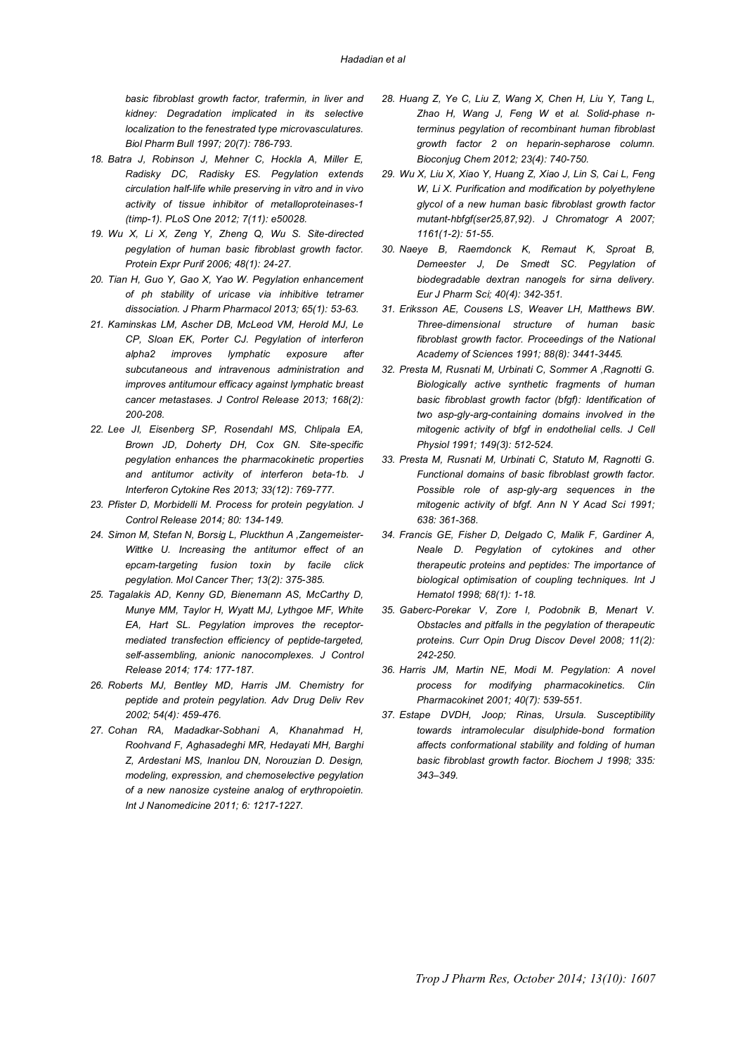*basic fibroblast growth factor, trafermin, in liver and kidney: Degradation implicated in its selective localization to the fenestrated type microvasculatures. Biol Pharm Bull 1997; 20(7): 786-793.*

18. *Batra J, Robinson J, Mehner C, Hockla A, Miller E, Radisky DC, Radisky ES. Pegylation extends circulation half-life while preserving in vitro and in vivo activity of tissue inhibitor of metalloproteinases-1 (timp-1). PLoS One 2012; 7(11): e50028.*
19. *Wu X, Li X, Zeng Y, Zheng Q, Wu S. Site-directed pegylation of human basic fibroblast growth factor. Protein Expr Purif 2006; 48(1): 24-27.*
20. *Tian H, Guo Y, Gao X, Yao W. Pegylation enhancement of ph stability of uricase via inhibitive tetramer dissociation. J Pharm Pharmacol 2013; 65(1): 53-63.*
21. *Kaminskas LM, Ascher DB, McLeod VM, Herold MJ, Le CP, Sloan EK, Porter CJ. Pegylation of interferon alpha2 improves lymphatic exposure after subcutaneous and intravenous administration and improves antitumour efficacy against lymphatic breast cancer metastases. J Control Release 2013; 168(2): 200-208.*
22. *Lee JI, Eisenberg SP, Rosendahl MS, Chlipala EA, Brown JD, Doherty DH, Cox GN. Site-specific pegylation enhances the pharmacokinetic properties and antitumor activity of interferon beta-1b. J Interferon Cytokine Res 2013; 33(12): 769-777.*
23. *Pfister D, Morbidelli M. Process for protein pegylation. J Control Release 2014; 80: 134-149.*
24. *Simon M, Stefan N, Borsig L, Pluckthun A ,Zangemeister-Wittke U. Increasing the antitumor effect of an epcam-targeting fusion toxin by facile click pegylation. Mol Cancer Ther; 13(2): 375-385.*
25. *Tagalakis AD, Kenny GD, Bienemann AS, McCarthy D, Munye MM, Taylor H, Wyatt MJ, Lythgoe MF, White EA, Hart SL. Pegylation improves the receptor-mediated transfection efficiency of peptide-targeted, self-assembling, anionic nanocomplexes. J Control Release 2014; 174: 177-187.*
26. *Roberts MJ, Bentley MD, Harris JM. Chemistry for peptide and protein pegylation. Adv Drug Deliv Rev 2002; 54(4): 459-476.*
27. *Cohan RA, Madadkar-Sobhani A, Khanahmad H, Roohvand F, Aghasadeghi MR, Hedayati MH, Barghi Z, Ardestani MS, Inanlou DN, Norouzian D. Design, modeling, expression, and chemoselective pegylation of a new nanosize cysteine analog of erythropoietin. Int J Nanomedicine 2011; 6: 1217-1227.*
28. *Huang Z, Ye C, Liu Z, Wang X, Chen H, Liu Y, Tang L, Zhao H, Wang J, Feng W et al. Solid-phase n-terminus pegylation of recombinant human fibroblast growth factor 2 on heparin-sepharose column. Bioconjug Chem 2012; 23(4): 740-750.*
29. *Wu X, Liu X, Xiao Y, Huang Z, Xiao J, Lin S, Cai L, Feng W, Li X. Purification and modification by polyethylene glycol of a new human basic fibroblast growth factor mutant-hbfgf(ser25,87,92). J Chromatogr A 2007; 1161(1-2): 51-55.*
30. *Naeye B, Raemdonck K, Remaut K, Sproat B, Demeester J, De Smedt SC. Pegylation of biodegradable dextran nanogels for sirna delivery. Eur J Pharm Sci; 40(4): 342-351.*
31. *Eriksson AE, Cousens LS, Weaver LH, Matthews BW. Three-dimensional structure of human basic fibroblast growth factor. Proceedings of the National Academy of Sciences 1991; 88(8): 3441-3445.*
32. *Presta M, Rusnati M, Urbinati C, Sommer A ,Ragnotti G. Biologically active synthetic fragments of human basic fibroblast growth factor (bfgf): Identification of two asp-gly-arg-containing domains involved in the mitogenic activity of bfgf in endothelial cells. J Cell Physiol 1991; 149(3): 512-524.*
33. *Presta M, Rusnati M, Urbinati C, Statuto M, Ragnotti G. Functional domains of basic fibroblast growth factor. Possible role of asp-gly-arg sequences in the mitogenic activity of bfgf. Ann N Y Acad Sci 1991; 638: 361-368.*
34. *Francis GE, Fisher D, Delgado C, Malik F, Gardiner A, Neale D. Pegylation of cytokines and other therapeutic proteins and peptides: The importance of biological optimisation of coupling techniques. Int J Hematol 1998; 68(1): 1-18.*
35. *Gaberc-Porekar V, Zore I, Podobnik B, Menart V. Obstacles and pitfalls in the pegylation of therapeutic proteins. Curr Opin Drug Discov Devel 2008; 11(2): 242-250.*
36. *Harris JM, Martin NE, Modi M. Pegylation: A novel process for modifying pharmacokinetics. Clin Pharmacokinet 2001; 40(7): 539-551.*
37. *Estape DVDH, Joop; Rinas, Ursula. Susceptibility towards intramolecular disulphide-bond formation affects conformational stability and folding of human basic fibroblast growth factor. Biochem J 1998; 335: 343–349.*